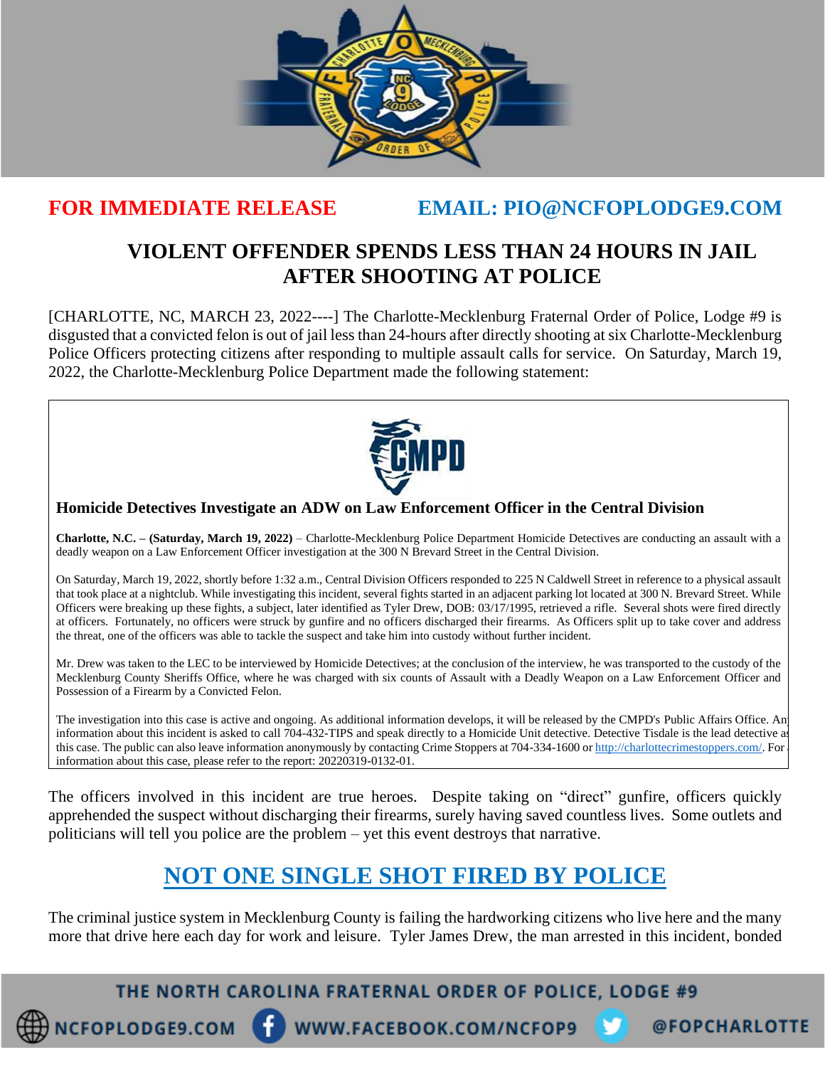**FOR IMMEDIATE RELEASE** **EMAIL: PIO@NCFOPLODGE9.COM**

# VIOLENT OFFENDER SPENDS LESS THAN 24 HOURS IN JAIL AFTER SHOOTING AT POLICE

[CHARLOTTE, NC, MARCH 23, 2022----] The Charlotte-Mecklenburg Fraternal Order of Police, Lodge #9 is disgusted that a convicted felon is out of jail less than 24-hours after directly shooting at six Charlotte-Mecklenburg Police Officers protecting citizens after responding to multiple assault calls for service. On Saturday, March 19, 2022, the Charlotte-Mecklenburg Police Department made the following statement:

> **Homicide Detectives Investigate an ADW on Law Enforcement Officer in the Central Division**
>
> **Charlotte, N.C. – (Saturday, March 19, 2022)** – Charlotte-Mecklenburg Police Department Homicide Detectives are conducting an assault with a deadly weapon on a Law Enforcement Officer investigation at the 300 N Brevard Street in the Central Division.
>
> On Saturday, March 19, 2022, shortly before 1:32 a.m., Central Division Officers responded to 225 N Caldwell Street in reference to a physical assault that took place at a nightclub. While investigating this incident, several fights started in an adjacent parking lot located at 300 N. Brevard Street. While Officers were breaking up these fights, a subject, later identified as Tyler Drew, DOB: 03/17/1995, retrieved a rifle. Several shots were fired directly at officers. Fortunately, no officers were struck by gunfire and no officers discharged their firearms. As Officers split up to take cover and address the threat, one of the officers was able to tackle the suspect and take him into custody without further incident.
>
> Mr. Drew was taken to the LEC to be interviewed by Homicide Detectives; at the conclusion of the interview, he was transported to the custody of the Mecklenburg County Sheriffs Office, where he was charged with six counts of Assault with a Deadly Weapon on a Law Enforcement Officer and Possession of a Firearm by a Convicted Felon.
>
> The investigation into this case is active and ongoing. As additional information develops, it will be released by the CMPD's Public Affairs Office. An information about this incident is asked to call 704-432-TIPS and speak directly to a Homicide Unit detective. Detective Tisdale is the lead detective as this case. The public can also leave information anonymously by contacting Crime Stoppers at 704-334-1600 or http://charlottecrimestoppers.com/. For information about this case, please refer to the report: 20220319-0132-01.

The officers involved in this incident are true heroes. Despite taking on "direct" gunfire, officers quickly apprehended the suspect without discharging their firearms, surely having saved countless lives. Some outlets and politicians will tell you police are the problem – yet this event destroys that narrative.

## NOT ONE SINGLE SHOT FIRED BY POLICE

The criminal justice system in Mecklenburg County is failing the hardworking citizens who live here and the many more that drive here each day for work and leisure. Tyler James Drew, the man arrested in this incident, bonded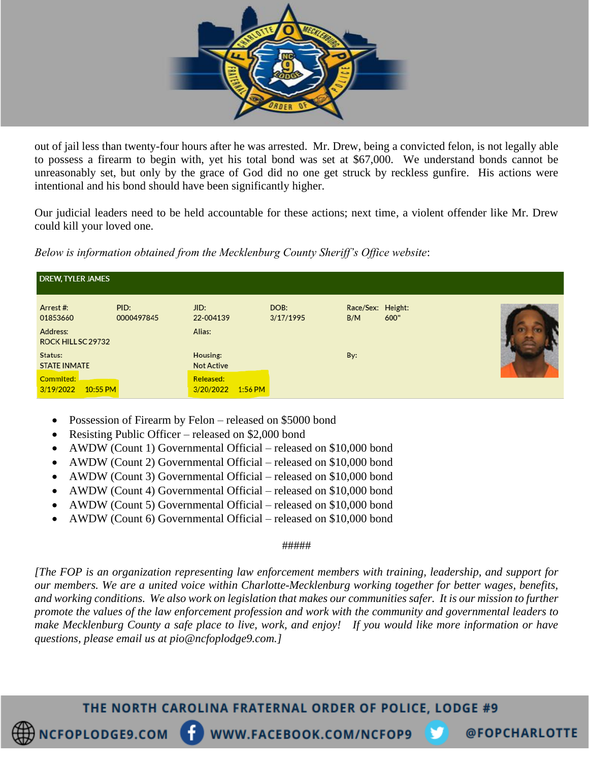out of jail less than twenty-four hours after he was arrested. Mr. Drew, being a convicted felon, is not legally able to possess a firearm to begin with, yet his total bond was set at $67,000. We understand bonds cannot be unreasonably set, but only by the grace of God did no one get struck by reckless gunfire. His actions were intentional and his bond should have been significantly higher.

Our judicial leaders need to be held accountable for these actions; next time, a violent offender like Mr. Drew could kill your loved one.

*Below is information obtained from the Mecklenburg County Sheriff's Office website*:

| DREW, TYLER JAMES | | | | | |
|---|---|---|---|---|---|
| Arrest #: 01853660 | PID: 0000497845 | JID: 22-004139 | DOB: 3/17/1995 | Race/Sex: B/M | Height: 600" |
| Address: ROCK HILL SC 29732 | | Alias: | | | |
| Status: STATE INMATE | | Housing: Not Active | | By: | |
| Commited: 3/19/2022 10:55 PM | | Released: 3/20/2022 1:56 PM | | | |

- Possession of Firearm by Felon – released on $5000 bond
- Resisting Public Officer – released on $2,000 bond
- AWDW (Count 1) Governmental Official – released on $10,000 bond
- AWDW (Count 2) Governmental Official – released on $10,000 bond
- AWDW (Count 3) Governmental Official – released on $10,000 bond
- AWDW (Count 4) Governmental Official – released on $10,000 bond
- AWDW (Count 5) Governmental Official – released on $10,000 bond
- AWDW (Count 6) Governmental Official – released on $10,000 bond

#####

*[The FOP is an organization representing law enforcement members with training, leadership, and support for our members. We are a united voice within Charlotte-Mecklenburg working together for better wages, benefits, and working conditions. We also work on legislation that makes our communities safer. It is our mission to further promote the values of the law enforcement profession and work with the community and governmental leaders to make Mecklenburg County a safe place to live, work, and enjoy! If you would like more information or have questions, please email us at pio@ncfoplodge9.com.]*

**THE NORTH CAROLINA FRATERNAL ORDER OF POLICE, LODGE #9**

NCFOPLODGE9.COM WWW.FACEBOOK.COM/NCFOP9 @FOPCHARLOTTE